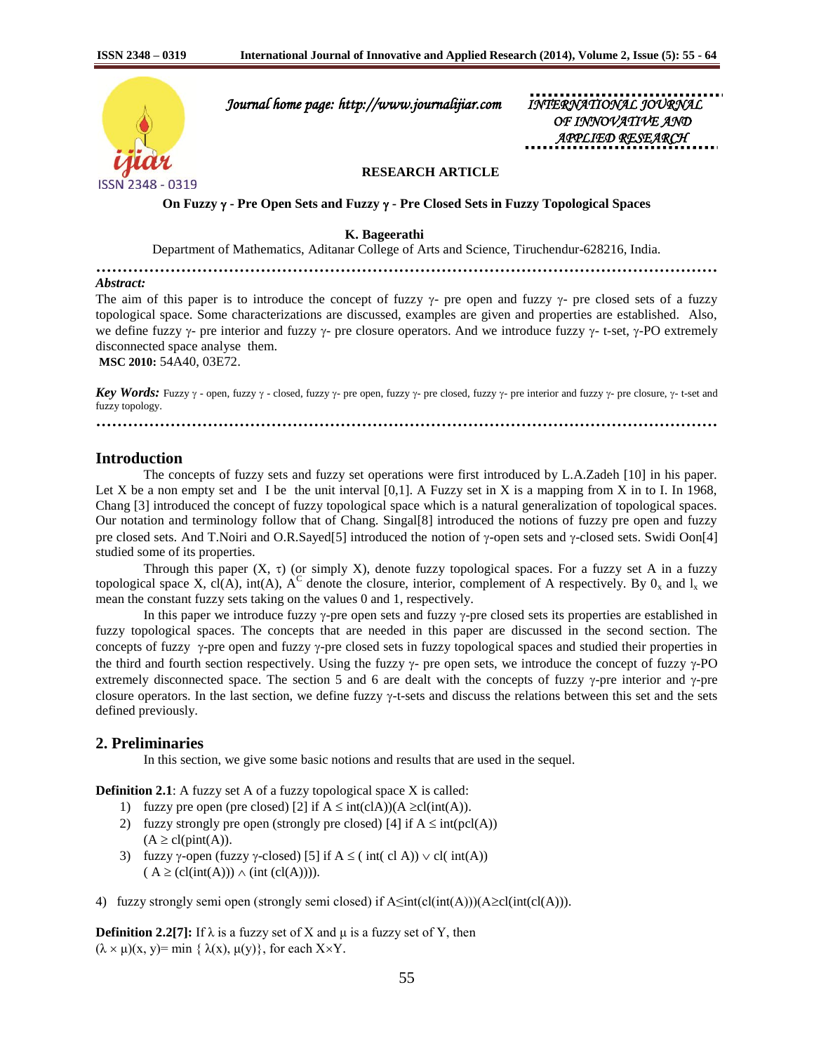Journal home page: http://www.journalijiar.com

INTERNATIONAL JOURNAL OF INNOVATIVE AND APPLIED RESEARCH

**RESEARCH ARTICLE**

# On Fuzzy γ - Pre Open Sets and Fuzzy γ - Pre Closed Sets in Fuzzy Topological Spaces

**K. Bageerathi**

Department of Mathematics, Aditanar College of Arts and Science, Tiruchendur-628216, India.

***Abstract:***

The aim of this paper is to introduce the concept of fuzzy γ- pre open and fuzzy γ- pre closed sets of a fuzzy topological space. Some characterizations are discussed, examples are given and properties are established. Also, we define fuzzy γ- pre interior and fuzzy γ- pre closure operators. And we introduce fuzzy γ- t-set, γ-PO extremely disconnected space analyse them.

**MSC 2010:** 54A40, 03E72.

***Key Words:*** Fuzzy γ - open, fuzzy γ - closed, fuzzy γ- pre open, fuzzy γ- pre closed, fuzzy γ- pre interior and fuzzy γ- pre closure, γ- t-set and fuzzy topology.

## Introduction

The concepts of fuzzy sets and fuzzy set operations were first introduced by L.A.Zadeh [10] in his paper. Let X be a non empty set and I be the unit interval [0,1]. A Fuzzy set in X is a mapping from X in to I. In 1968, Chang [3] introduced the concept of fuzzy topological space which is a natural generalization of topological spaces. Our notation and terminology follow that of Chang. Singal[8] introduced the notions of fuzzy pre open and fuzzy pre closed sets. And T.Noiri and O.R.Sayed[5] introduced the notion of γ-open sets and γ-closed sets. Swidi Oon[4] studied some of its properties.

Through this paper (X, τ) (or simply X), denote fuzzy topological spaces. For a fuzzy set A in a fuzzy topological space X, cl(A), int(A), $A^C$ denote the closure, interior, complement of A respectively. By $0_x$ and $1_x$ we mean the constant fuzzy sets taking on the values 0 and 1, respectively.

In this paper we introduce fuzzy γ-pre open sets and fuzzy γ-pre closed sets its properties are established in fuzzy topological spaces. The concepts that are needed in this paper are discussed in the second section. The concepts of fuzzy γ-pre open and fuzzy γ-pre closed sets in fuzzy topological spaces and studied their properties in the third and fourth section respectively. Using the fuzzy γ- pre open sets, we introduce the concept of fuzzy γ-PO extremely disconnected space. The section 5 and 6 are dealt with the concepts of fuzzy γ-pre interior and γ-pre closure operators. In the last section, we define fuzzy γ-t-sets and discuss the relations between this set and the sets defined previously.

## 2. Preliminaries

In this section, we give some basic notions and results that are used in the sequel.

**Definition 2.1**: A fuzzy set A of a fuzzy topological space X is called:

1) fuzzy pre open (pre closed) [2] if $A \leq \text{int}(\text{cl}A)$)($A \geq \text{cl}(\text{int}(A))$.
2) fuzzy strongly pre open (strongly pre closed) [4] if $A \leq \text{int}(\text{pcl}(A))$ ($A \geq \text{cl}(\text{pint}(A))$.
3) fuzzy γ-open (fuzzy γ-closed) [5] if $A \leq (\text{int}(\text{cl} A)) \vee \text{cl}(\text{int}(A))$ ($A \geq (\text{cl}(\text{int}(A))) \wedge (\text{int}(\text{cl}(A)))$).
4) fuzzy strongly semi open (strongly semi closed) if $A \leq \text{int}(\text{cl}(\text{int}(A)))$($A \geq \text{cl}(\text{int}(\text{cl}(A)))$.

**Definition 2.2[7]:** If λ is a fuzzy set of X and μ is a fuzzy set of Y, then $(\lambda \times \mu)(x, y) = \min \{ \lambda(x), \mu(y)\}$, for each X×Y.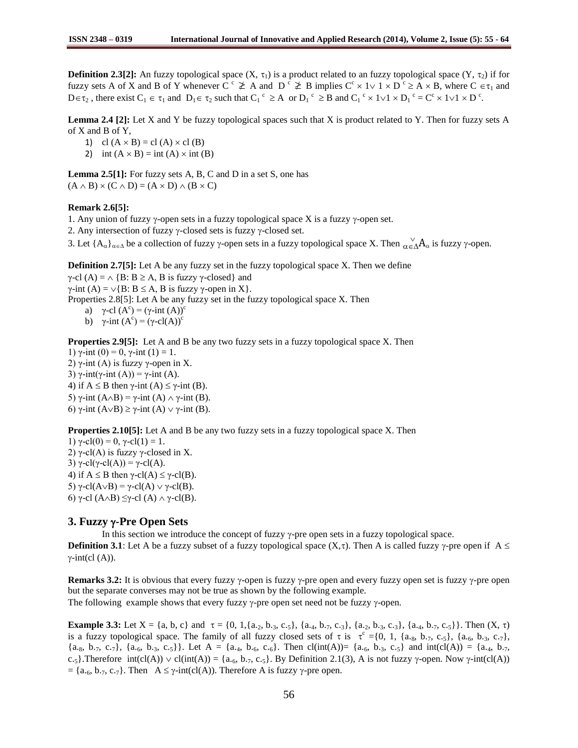**Definition 2.3[2]:** An fuzzy topological space $(X, \tau_1)$ is a product related to an fuzzy topological space $(Y, \tau_2)$ if for fuzzy sets A of X and B of Y whenever $C^c \not\geq A$ and $D^c \not\geq B$ implies $C^c \times 1 \vee 1 \times D^c \geq A \times B$, where $C \in \tau_1$ and $D \in \tau_2$, there exist $C_1 \in \tau_1$ and $D_1 \in \tau_2$ such that $C_1^c \geq A$ or $D_1^c \geq B$ and $C_1^c \times 1 \vee 1 \times D_1^c = C^c \times 1 \vee 1 \times D^c$.

**Lemma 2.4 [2]:** Let X and Y be fuzzy topological spaces such that X is product related to Y. Then for fuzzy sets A of X and B of Y,

1) $cl(A \times B) = cl(A) \times cl(B)$
2) $int(A \times B) = int(A) \times int(B)$

**Lemma 2.5[1]:** For fuzzy sets A, B, C and D in a set S, one has
$(A \wedge B) \times (C \wedge D) = (A \times D) \wedge (B \times C)$

**Remark 2.6[5]:**

1. Any union of fuzzy $\gamma$-open sets in a fuzzy topological space X is a fuzzy $\gamma$-open set.
2. Any intersection of fuzzy $\gamma$-closed sets is fuzzy $\gamma$-closed set.
3. Let $\{A_\alpha\}_{\alpha \in \Delta}$ be a collection of fuzzy $\gamma$-open sets in a fuzzy topological space X. Then $\vee_{\alpha \in \Delta} A_\alpha$ is fuzzy $\gamma$-open.

**Definition 2.7[5]:** Let A be any fuzzy set in the fuzzy topological space X. Then we define
$\gamma\text{-cl}(A) = \wedge\{B : B \geq A, B \text{ is fuzzy } \gamma\text{-closed}\}$ and
$\gamma\text{-int}(A) = \vee\{B : B \leq A, B \text{ is fuzzy } \gamma\text{-open in } X\}$.

Properties 2.8[5]: Let A be any fuzzy set in the fuzzy topological space X. Then

a) $\gamma\text{-cl}(A^c) = (\gamma\text{-int}(A))^c$
b) $\gamma\text{-int}(A^c) = (\gamma\text{-cl}(A))^c$

**Properties 2.9[5]:** Let A and B be any two fuzzy sets in a fuzzy topological space X. Then

1) $\gamma\text{-int}(0) = 0$, $\gamma\text{-int}(1) = 1$.
2) $\gamma\text{-int}(A)$ is fuzzy $\gamma$-open in X.
3) $\gamma\text{-int}(\gamma\text{-int}(A)) = \gamma\text{-int}(A)$.
4) if $A \leq B$ then $\gamma\text{-int}(A) \leq \gamma\text{-int}(B)$.
5) $\gamma\text{-int}(A \wedge B) = \gamma\text{-int}(A) \wedge \gamma\text{-int}(B)$.
6) $\gamma\text{-int}(A \vee B) \geq \gamma\text{-int}(A) \vee \gamma\text{-int}(B)$.

**Properties 2.10[5]:** Let A and B be any two fuzzy sets in a fuzzy topological space X. Then

1) $\gamma\text{-cl}(0) = 0$, $\gamma\text{-cl}(1) = 1$.
2) $\gamma\text{-cl}(A)$ is fuzzy $\gamma$-closed in X.
3) $\gamma\text{-cl}(\gamma\text{-cl}(A)) = \gamma\text{-cl}(A)$.
4) if $A \leq B$ then $\gamma\text{-cl}(A) \leq \gamma\text{-cl}(B)$.
5) $\gamma\text{-cl}(A \vee B) = \gamma\text{-cl}(A) \vee \gamma\text{-cl}(B)$.
6) $\gamma\text{-cl}(A \wedge B) \leq \gamma\text{-cl}(A) \wedge \gamma\text{-cl}(B)$.

## 3. Fuzzy $\gamma$-Pre Open Sets

In this section we introduce the concept of fuzzy $\gamma$-pre open sets in a fuzzy topological space.

**Definition 3.1**: Let A be a fuzzy subset of a fuzzy topological space $(X, \tau)$. Then A is called fuzzy $\gamma$-pre open if $A \leq \gamma\text{-int}(cl(A))$.

**Remarks 3.2:** It is obvious that every fuzzy $\gamma$-open is fuzzy $\gamma$-pre open and every fuzzy open set is fuzzy $\gamma$-pre open but the separate converses may not be true as shown by the following example.
The following example shows that every fuzzy $\gamma$-pre open set need not be fuzzy $\gamma$-open.

**Example 3.3:** Let $X = \{a, b, c\}$ and $\tau = \{0, 1, \{a_{.2}, b_{.3}, c_{.5}\}, \{a_{.4}, b_{.7}, c_{.3}\}, \{a_{.2}, b_{.3}, c_{.3}\}, \{a_{.4}, b_{.7}, c_{.5}\}\}$. Then $(X, \tau)$ is a fuzzy topological space. The family of all fuzzy closed sets of $\tau$ is $\tau^c = \{0, 1, \{a_{.8}, b_{.7}, c_{.5}\}, \{a_{.6}, b_{.3}, c_{.7}\}, \{a_{.8}, b_{.7}, c_{.7}\}, \{a_{.6}, b_{.3}, c_{.5}\}\}$. Let $A = \{a_{.4}, b_{.6}, c_{.6}\}$. Then $cl(int(A)) = \{a_{.6}, b_{.3}, c_{.5}\}$ and $int(cl(A)) = \{a_{.4}, b_{.7}, c_{.5}\}$. Therefore $int(cl(A)) \vee cl(int(A)) = \{a_{.6}, b_{.7}, c_{.5}\}$. By Definition 2.1(3), A is not fuzzy $\gamma$-open. Now $\gamma\text{-int}(cl(A)) = \{a_{.6}, b_{.7}, c_{.7}\}$. Then $A \leq \gamma\text{-int}(cl(A))$. Therefore A is fuzzy $\gamma$-pre open.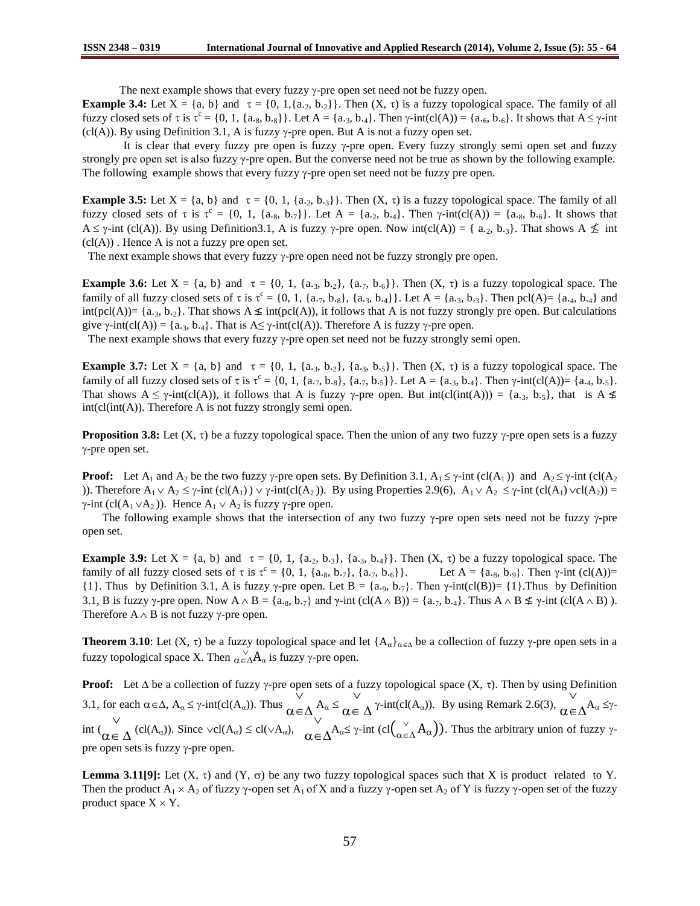The next example shows that every fuzzy γ-pre open set need not be fuzzy open.

**Example 3.4:** Let $X = \{a, b\}$ and $\tau = \{0, 1, \{a_{.2}, b_{.2}\}\}$. Then $(X, \tau)$ is a fuzzy topological space. The family of all fuzzy closed sets of $\tau$ is $\tau^c = \{0, 1, \{a_{.8}, b_{.8}\}\}$. Let $A = \{a_{.3}, b_{.4}\}$. Then $\gamma\text{-int}(cl(A)) = \{a_{.6}, b_{.6}\}$. It shows that $A \leq \gamma\text{-int}(cl(A))$. By using Definition 3.1, A is fuzzy γ-pre open. But A is not a fuzzy open set.

It is clear that every fuzzy pre open is fuzzy γ-pre open. Every fuzzy strongly semi open set and fuzzy strongly pre open set is also fuzzy γ-pre open. But the converse need not be true as shown by the following example. The following example shows that every fuzzy γ-pre open set need not be fuzzy pre open.

**Example 3.5:** Let $X = \{a, b\}$ and $\tau = \{0, 1, \{a_{.2}, b_{.3}\}\}$. Then $(X, \tau)$ is a fuzzy topological space. The family of all fuzzy closed sets of $\tau$ is $\tau^c = \{0, 1, \{a_{.8}, b_{.7}\}\}$. Let $A = \{a_{.2}, b_{.4}\}$. Then $\gamma\text{-int}(cl(A)) = \{a_{.8}, b_{.6}\}$. It shows that $A \leq \gamma\text{-int}(cl(A))$. By using Definition3.1, A is fuzzy γ-pre open. Now $int(cl(A)) = \{a_{.2}, b_{.3}\}$. That shows $A \not\leq int(cl(A))$ . Hence A is not a fuzzy pre open set.

The next example shows that every fuzzy γ-pre open need not be fuzzy strongly pre open.

**Example 3.6:** Let $X = \{a, b\}$ and $\tau = \{0, 1, \{a_{.3}, b_{.2}\}, \{a_{.7}, b_{.6}\}\}$. Then $(X, \tau)$ is a fuzzy topological space. The family of all fuzzy closed sets of $\tau$ is $\tau^c = \{0, 1, \{a_{.7}, b_{.8}\}, \{a_{.3}, b_{.4}\}\}$. Let $A = \{a_{.3}, b_{.3}\}$. Then $pcl(A) = \{a_{.4}, b_{.4}\}$ and $int(pcl(A)) = \{a_{.3}, b_{.2}\}$. That shows $A \not\leq int(pcl(A))$, it follows that A is not fuzzy strongly pre open. But calculations give $\gamma\text{-int}(cl(A)) = \{a_{.3}, b_{.4}\}$. That is $A \leq \gamma\text{-int}(cl(A))$. Therefore A is fuzzy γ-pre open.

The next example shows that every fuzzy γ-pre open set need not be fuzzy strongly semi open.

**Example 3.7:** Let $X = \{a, b\}$ and $\tau = \{0, 1, \{a_{.3}, b_{.2}\}, \{a_{.3}, b_{.5}\}\}$. Then $(X, \tau)$ is a fuzzy topological space. The family of all fuzzy closed sets of $\tau$ is $\tau^c = \{0, 1, \{a_{.7}, b_{.8}\}, \{a_{.7}, b_{.5}\}\}$. Let $A = \{a_{.3}, b_{.4}\}$. Then $\gamma\text{-int}(cl(A)) = \{a_{.4}, b_{.5}\}$. That shows $A \leq \gamma\text{-int}(cl(A))$, it follows that A is fuzzy γ-pre open. But $int(cl(int(A))) = \{a_{.3}, b_{.5}\}$, that is $A \not\leq int(cl(int(A))$. Therefore A is not fuzzy strongly semi open.

**Proposition 3.8:** Let $(X, \tau)$ be a fuzzy topological space. Then the union of any two fuzzy γ-pre open sets is a fuzzy γ-pre open set.

**Proof:** Let $A_1$ and $A_2$ be the two fuzzy γ-pre open sets. By Definition 3.1, $A_1 \leq \gamma\text{-int}(cl(A_1))$ and $A_2 \leq \gamma\text{-int}(cl(A_2))$. Therefore $A_1 \vee A_2 \leq \gamma\text{-int}(cl(A_1)) \vee \gamma\text{-int}(cl(A_2))$. By using Properties 2.9(6), $A_1 \vee A_2 \leq \gamma\text{-int}(cl(A_1) \vee cl(A_2)) = \gamma\text{-int}(cl(A_1 \vee A_2))$. Hence $A_1 \vee A_2$ is fuzzy γ-pre open.

The following example shows that the intersection of any two fuzzy γ-pre open sets need not be fuzzy γ-pre open set.

**Example 3.9:** Let $X = \{a, b\}$ and $\tau = \{0, 1, \{a_{.2}, b_{.3}\}, \{a_{.3}, b_{.4}\}\}$. Then $(X, \tau)$ be a fuzzy topological space. The family of all fuzzy closed sets of $\tau$ is $\tau^c = \{0, 1, \{a_{.8}, b_{.7}\}, \{a_{.7}, b_{.6}\}\}$. Let $A = \{a_{.8}, b_{.9}\}$. Then $\gamma\text{-int}(cl(A)) = \{1\}$. Thus by Definition 3.1, A is fuzzy γ-pre open. Let $B = \{a_{.9}, b_{.7}\}$. Then $\gamma\text{-int}(cl(B)) = \{1\}$. Thus by Definition 3.1, B is fuzzy γ-pre open. Now $A \wedge B = \{a_{.8}, b_{.7}\}$ and $\gamma\text{-int}(cl(A \wedge B)) = \{a_{.7}, b_{.4}\}$. Thus $A \wedge B \not\leq \gamma\text{-int}(cl(A \wedge B))$. Therefore $A \wedge B$ is not fuzzy γ-pre open.

**Theorem 3.10**: Let $(X, \tau)$ be a fuzzy topological space and let $\{A_\alpha\}_{\alpha\in\Delta}$ be a collection of fuzzy γ-pre open sets in a fuzzy topological space X. Then $\vee_{\alpha\in\Delta} A_\alpha$ is fuzzy γ-pre open.

**Proof:** Let Δ be a collection of fuzzy γ-pre open sets of a fuzzy topological space $(X, \tau)$. Then by using Definition 3.1, for each $\alpha\in\Delta$, $A_\alpha \leq \gamma\text{-int}(cl(A_\alpha))$. Thus $\vee_{\alpha\in\Delta} A_\alpha \leq \vee_{\alpha\in\Delta} \gamma\text{-int}(cl(A_\alpha))$. By using Remark 2.6(3), $\vee_{\alpha\in\Delta} A_\alpha \leq \gamma\text{-int}(\vee_{\alpha\in\Delta}(cl(A_\alpha))$. Since $\vee cl(A_\alpha) \leq cl(\vee A_\alpha)$, $\vee_{\alpha\in\Delta} A_\alpha \leq \gamma\text{-int}(cl(\vee_{\alpha\in\Delta} A_\alpha))$. Thus the arbitrary union of fuzzy γ-pre open sets is fuzzy γ-pre open.

**Lemma 3.11[9]:** Let $(X, \tau)$ and $(Y, \sigma)$ be any two fuzzy topological spaces such that X is product related to Y. Then the product $A_1 \times A_2$ of fuzzy γ-open set $A_1$ of X and a fuzzy γ-open set $A_2$ of Y is fuzzy γ-open set of the fuzzy product space $X \times Y$.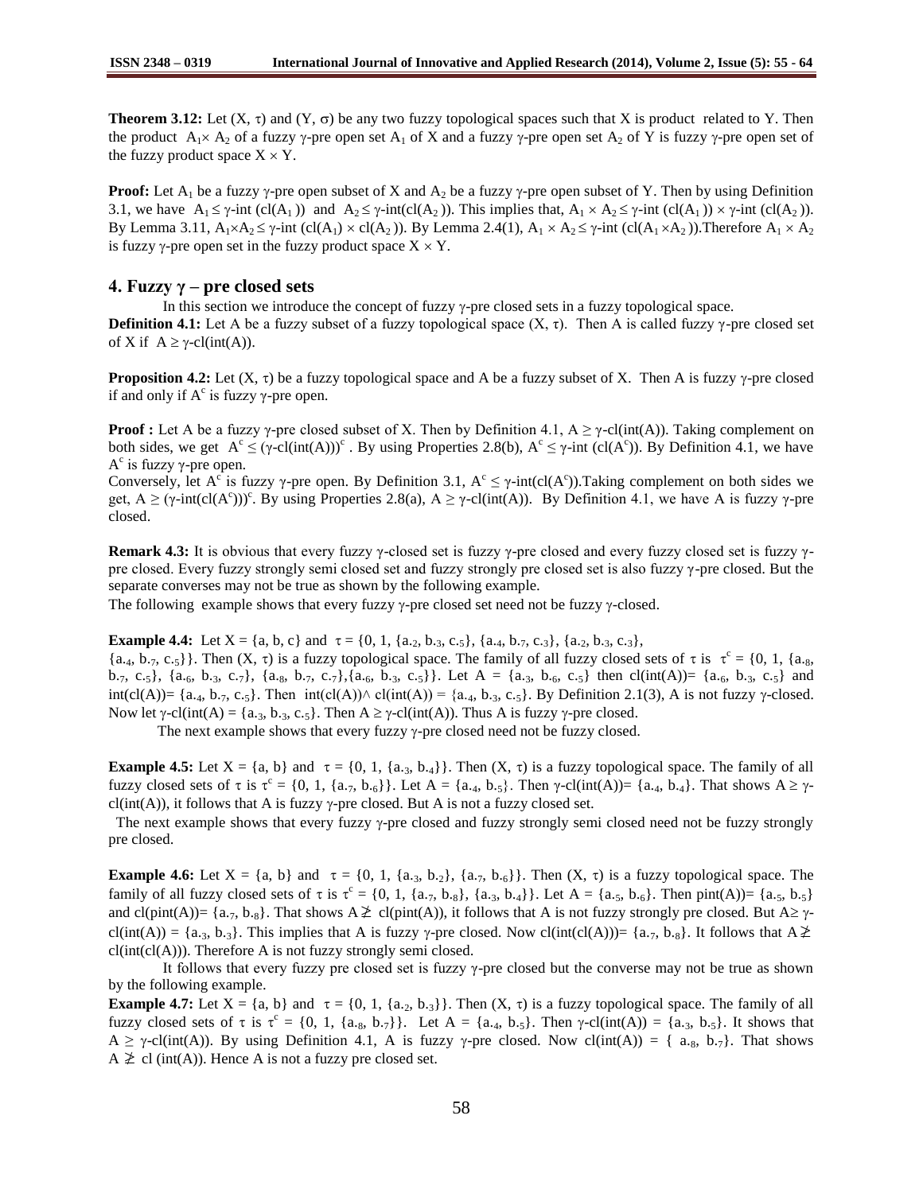**Theorem 3.12:** Let $(X, \tau)$ and $(Y, \sigma)$ be any two fuzzy topological spaces such that X is product related to Y. Then the product $A_1 \times A_2$ of a fuzzy $\gamma$-pre open set $A_1$ of X and a fuzzy $\gamma$-pre open set $A_2$ of Y is fuzzy $\gamma$-pre open set of the fuzzy product space $X \times Y$.

**Proof:** Let $A_1$ be a fuzzy $\gamma$-pre open subset of X and $A_2$ be a fuzzy $\gamma$-pre open subset of Y. Then by using Definition 3.1, we have $A_1 \leq \gamma\text{-int}(cl(A_1))$ and $A_2 \leq \gamma\text{-int}(cl(A_2))$. This implies that, $A_1 \times A_2 \leq \gamma\text{-int}(cl(A_1)) \times \gamma\text{-int}(cl(A_2))$. By Lemma 3.11, $A_1 \times A_2 \leq \gamma\text{-int}(cl(A_1) \times cl(A_2))$. By Lemma 2.4(1), $A_1 \times A_2 \leq \gamma\text{-int}(cl(A_1 \times A_2))$. Therefore $A_1 \times A_2$ is fuzzy $\gamma$-pre open set in the fuzzy product space $X \times Y$.

## 4. Fuzzy $\gamma$ – pre closed sets

In this section we introduce the concept of fuzzy $\gamma$-pre closed sets in a fuzzy topological space.

**Definition 4.1:** Let A be a fuzzy subset of a fuzzy topological space $(X, \tau)$. Then A is called fuzzy $\gamma$-pre closed set of X if $A \geq \gamma\text{-cl}(int(A))$.

**Proposition 4.2:** Let $(X, \tau)$ be a fuzzy topological space and A be a fuzzy subset of X. Then A is fuzzy $\gamma$-pre closed if and only if $A^c$ is fuzzy $\gamma$-pre open.

**Proof :** Let A be a fuzzy $\gamma$-pre closed subset of X. Then by Definition 4.1, $A \geq \gamma\text{-cl}(int(A))$. Taking complement on both sides, we get $A^c \leq (\gamma\text{-cl}(int(A)))^c$. By using Properties 2.8(b), $A^c \leq \gamma\text{-int}(cl(A^c))$. By Definition 4.1, we have $A^c$ is fuzzy $\gamma$-pre open.

Conversely, let $A^c$ is fuzzy $\gamma$-pre open. By Definition 3.1, $A^c \leq \gamma\text{-int}(cl(A^c))$. Taking complement on both sides we get, $A \geq (\gamma\text{-int}(cl(A^c)))^c$. By using Properties 2.8(a), $A \geq \gamma\text{-cl}(int(A))$. By Definition 4.1, we have A is fuzzy $\gamma$-pre closed.

**Remark 4.3:** It is obvious that every fuzzy $\gamma$-closed set is fuzzy $\gamma$-pre closed and every fuzzy closed set is fuzzy $\gamma$-pre closed. Every fuzzy strongly semi closed set and fuzzy strongly pre closed set is also fuzzy $\gamma$-pre closed. But the separate converses may not be true as shown by the following example.

The following example shows that every fuzzy $\gamma$-pre closed set need not be fuzzy $\gamma$-closed.

**Example 4.4:** Let $X = \{a, b, c\}$ and $\tau = \{0, 1, \{a_{.2}, b_{.3}, c_{.5}\}, \{a_{.4}, b_{.7}, c_{.3}\}, \{a_{.2}, b_{.3}, c_{.3}\}, \{a_{.4}, b_{.7}, c_{.5}\}\}$. Then $(X, \tau)$ is a fuzzy topological space. The family of all fuzzy closed sets of $\tau$ is $\tau^c = \{0, 1, \{a_{.8}, b_{.7}, c_{.5}\}, \{a_{.6}, b_{.3}, c_{.7}\}, \{a_{.8}, b_{.7}, c_{.7}\}, \{a_{.6}, b_{.3}, c_{.5}\}\}$. Let $A = \{a_{.3}, b_{.6}, c_{.5}\}$ then $cl(int(A)) = \{a_{.6}, b_{.3}, c_{.5}\}$ and $int(cl(A)) = \{a_{.4}, b_{.7}, c_{.5}\}$. Then $int(cl(A)) \wedge cl(int(A)) = \{a_{.4}, b_{.3}, c_{.5}\}$. By Definition 2.1(3), A is not fuzzy $\gamma$-closed. Now let $\gamma\text{-cl}(int(A) = \{a_{.3}, b_{.3}, c_{.5}\}$. Then $A \geq \gamma\text{-cl}(int(A))$. Thus A is fuzzy $\gamma$-pre closed.

The next example shows that every fuzzy $\gamma$-pre closed need not be fuzzy closed.

**Example 4.5:** Let $X = \{a, b\}$ and $\tau = \{0, 1, \{a_{.3}, b_{.4}\}\}$. Then $(X, \tau)$ is a fuzzy topological space. The family of all fuzzy closed sets of $\tau$ is $\tau^c = \{0, 1, \{a_{.7}, b_{.6}\}\}$. Let $A = \{a_{.4}, b_{.5}\}$. Then $\gamma\text{-cl}(int(A)) = \{a_{.4}, b_{.4}\}$. That shows $A \geq \gamma\text{-cl}(int(A))$, it follows that A is fuzzy $\gamma$-pre closed. But A is not a fuzzy closed set.

The next example shows that every fuzzy $\gamma$-pre closed and fuzzy strongly semi closed need not be fuzzy strongly pre closed.

**Example 4.6:** Let $X = \{a, b\}$ and $\tau = \{0, 1, \{a_{.3}, b_{.2}\}, \{a_{.7}, b_{.6}\}\}$. Then $(X, \tau)$ is a fuzzy topological space. The family of all fuzzy closed sets of $\tau$ is $\tau^c = \{0, 1, \{a_{.7}, b_{.8}\}, \{a_{.3}, b_{.4}\}\}$. Let $A = \{a_{.5}, b_{.6}\}$. Then $pint(A) = \{a_{.5}, b_{.5}\}$ and $cl(pint(A)) = \{a_{.7}, b_{.8}\}$. That shows $A \ngeq cl(pint(A))$, it follows that A is not fuzzy strongly pre closed. But $A \geq \gamma\text{-cl}(int(A)) = \{a_{.3}, b_{.3}\}$. This implies that A is fuzzy $\gamma$-pre closed. Now $cl(int(cl(A))) = \{a_{.7}, b_{.8}\}$. It follows that $A \ngeq cl(int(cl(A)))$. Therefore A is not fuzzy strongly semi closed.

It follows that every fuzzy pre closed set is fuzzy $\gamma$-pre closed but the converse may not be true as shown by the following example.

**Example 4.7:** Let $X = \{a, b\}$ and $\tau = \{0, 1, \{a_{.2}, b_{.3}\}\}$. Then $(X, \tau)$ is a fuzzy topological space. The family of all fuzzy closed sets of $\tau$ is $\tau^c = \{0, 1, \{a_{.8}, b_{.7}\}\}$. Let $A = \{a_{.4}, b_{.5}\}$. Then $\gamma\text{-cl}(int(A)) = \{a_{.3}, b_{.5}\}$. It shows that $A \geq \gamma\text{-cl}(int(A))$. By using Definition 4.1, A is fuzzy $\gamma$-pre closed. Now $cl(int(A)) = \{a_{.8}, b_{.7}\}$. That shows $A \ngeq cl(int(A))$. Hence A is not a fuzzy pre closed set.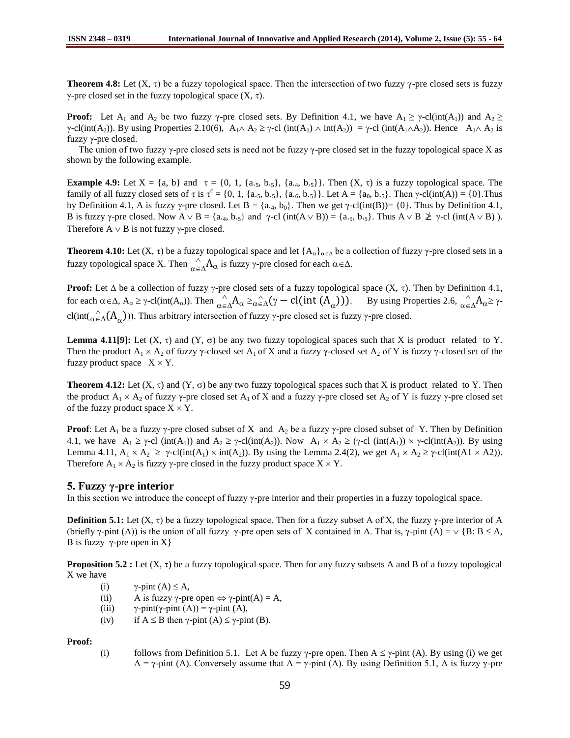**Theorem 4.8:** Let $(X, \tau)$ be a fuzzy topological space. Then the intersection of two fuzzy $\gamma$-pre closed sets is fuzzy $\gamma$-pre closed set in the fuzzy topological space $(X, \tau)$.

**Proof:** Let $A_1$ and $A_2$ be two fuzzy $\gamma$-pre closed sets. By Definition 4.1, we have $A_1 \geq \gamma\text{-cl}(\text{int}(A_1))$ and $A_2 \geq \gamma\text{-cl}(\text{int}(A_2))$. By using Properties 2.10(6), $A_1 \wedge A_2 \geq \gamma\text{-cl}(\text{int}(A_1) \wedge \text{int}(A_2)) = \gamma\text{-cl}(\text{int}(A_1 \wedge A_2))$. Hence $A_1 \wedge A_2$ is fuzzy $\gamma$-pre closed.

The union of two fuzzy $\gamma$-pre closed sets is need not be fuzzy $\gamma$-pre closed set in the fuzzy topological space X as shown by the following example.

**Example 4.9:** Let $X = \{a, b\}$ and $\tau = \{0, 1, \{a_{.5}, b_{.5}\}, \{a_{.4}, b_{.5}\}\}$. Then $(X, \tau)$ is a fuzzy topological space. The family of all fuzzy closed sets of $\tau$ is $\tau^c = \{0, 1, \{a_{.5}, b_{.5}\}, \{a_{.6}, b_{.5}\}\}$. Let $A = \{a_0, b_{.5}\}$. Then $\gamma\text{-cl}(\text{int}(A)) = \{0\}$.Thus by Definition 4.1, A is fuzzy $\gamma$-pre closed. Let $B = \{a_{.4}, b_0\}$. Then we get $\gamma\text{-cl}(\text{int}(B)) = \{0\}$. Thus by Definition 4.1, B is fuzzy $\gamma$-pre closed. Now $A \vee B = \{a_{.4}, b_{.5}\}$ and $\gamma\text{-cl}(\text{int}(A \vee B)) = \{a_{.5}, b_{.5}\}$. Thus $A \vee B \ngeq \gamma\text{-cl}(\text{int}(A \vee B))$. Therefore $A \vee B$ is not fuzzy $\gamma$-pre closed.

**Theorem 4.10:** Let $(X, \tau)$ be a fuzzy topological space and let $\{A_\alpha\}_{\alpha\in\Delta}$ be a collection of fuzzy $\gamma$-pre closed sets in a fuzzy topological space X. Then $\bigwedge_{\alpha\in\Delta} A_\alpha$ is fuzzy $\gamma$-pre closed for each $\alpha\in\Delta$.

**Proof:** Let $\Delta$ be a collection of fuzzy $\gamma$-pre closed sets of a fuzzy topological space $(X, \tau)$. Then by Definition 4.1, for each $\alpha\in\Delta$, $A_\alpha \geq \gamma\text{-cl}(\text{int}(A_\alpha))$. Then $\bigwedge_{\alpha\in\Delta} A_\alpha \geq \bigwedge_{\alpha\in\Delta}(\gamma - \text{cl}(\text{int}(A_\alpha)))$. By using Properties 2.6, $\bigwedge_{\alpha\in\Delta} A_\alpha \geq \gamma\text{-cl}(\text{int}(\bigwedge_{\alpha\in\Delta}(A_\alpha)))$. Thus arbitrary intersection of fuzzy $\gamma$-pre closed set is fuzzy $\gamma$-pre closed.

**Lemma 4.11[9]:** Let $(X, \tau)$ and $(Y, \sigma)$ be any two fuzzy topological spaces such that X is product related to Y. Then the product $A_1 \times A_2$ of fuzzy $\gamma$-closed set $A_1$ of X and a fuzzy $\gamma$-closed set $A_2$ of Y is fuzzy $\gamma$-closed set of the fuzzy product space $X \times Y$.

**Theorem 4.12:** Let $(X, \tau)$ and $(Y, \sigma)$ be any two fuzzy topological spaces such that X is product related to Y. Then the product $A_1 \times A_2$ of fuzzy $\gamma$-pre closed set $A_1$ of X and a fuzzy $\gamma$-pre closed set $A_2$ of Y is fuzzy $\gamma$-pre closed set of the fuzzy product space $X \times Y$.

**Proof**: Let $A_1$ be a fuzzy $\gamma$-pre closed subset of X and $A_2$ be a fuzzy $\gamma$-pre closed subset of Y. Then by Definition 4.1, we have $A_1 \geq \gamma\text{-cl}(\text{int}(A_1))$ and $A_2 \geq \gamma\text{-cl}(\text{int}(A_2))$. Now $A_1 \times A_2 \geq (\gamma\text{-cl}(\text{int}(A_1)) \times \gamma\text{-cl}(\text{int}(A_2)))$. By using Lemma 4.11, $A_1 \times A_2 \geq \gamma\text{-cl}(\text{int}(A_1) \times \text{int}(A_2))$. By using the Lemma 2.4(2), we get $A_1 \times A_2 \geq \gamma\text{-cl}(\text{int}(A1 \times A2))$. Therefore $A_1 \times A_2$ is fuzzy $\gamma$-pre closed in the fuzzy product space $X \times Y$.

## 5. Fuzzy γ-pre interior

In this section we introduce the concept of fuzzy $\gamma$-pre interior and their properties in a fuzzy topological space.

**Definition 5.1:** Let $(X, \tau)$ be a fuzzy topological space. Then for a fuzzy subset A of X, the fuzzy $\gamma$-pre interior of A (briefly $\gamma$-pint (A)) is the union of all fuzzy $\gamma$-pre open sets of X contained in A. That is, $\gamma\text{-pint}(A) = \vee \{B: B \leq A, B \text{ is fuzzy } \gamma\text{-pre open in } X\}$

**Proposition 5.2 :** Let $(X, \tau)$ be a fuzzy topological space. Then for any fuzzy subsets A and B of a fuzzy topological X we have

(i) $\gamma\text{-pint}(A) \leq A$,

(ii) A is fuzzy $\gamma$-pre open $\Leftrightarrow \gamma\text{-pint}(A) = A$,

(iii) $\gamma\text{-pint}(\gamma\text{-pint}(A)) = \gamma\text{-pint}(A)$,

(iv) if $A \leq B$ then $\gamma\text{-pint}(A) \leq \gamma\text{-pint}(B)$.

**Proof:**

(i) follows from Definition 5.1. Let A be fuzzy $\gamma$-pre open. Then $A \leq \gamma\text{-pint}(A)$. By using (i) we get $A = \gamma\text{-pint}(A)$. Conversely assume that $A = \gamma\text{-pint}(A)$. By using Definition 5.1, A is fuzzy $\gamma$-pre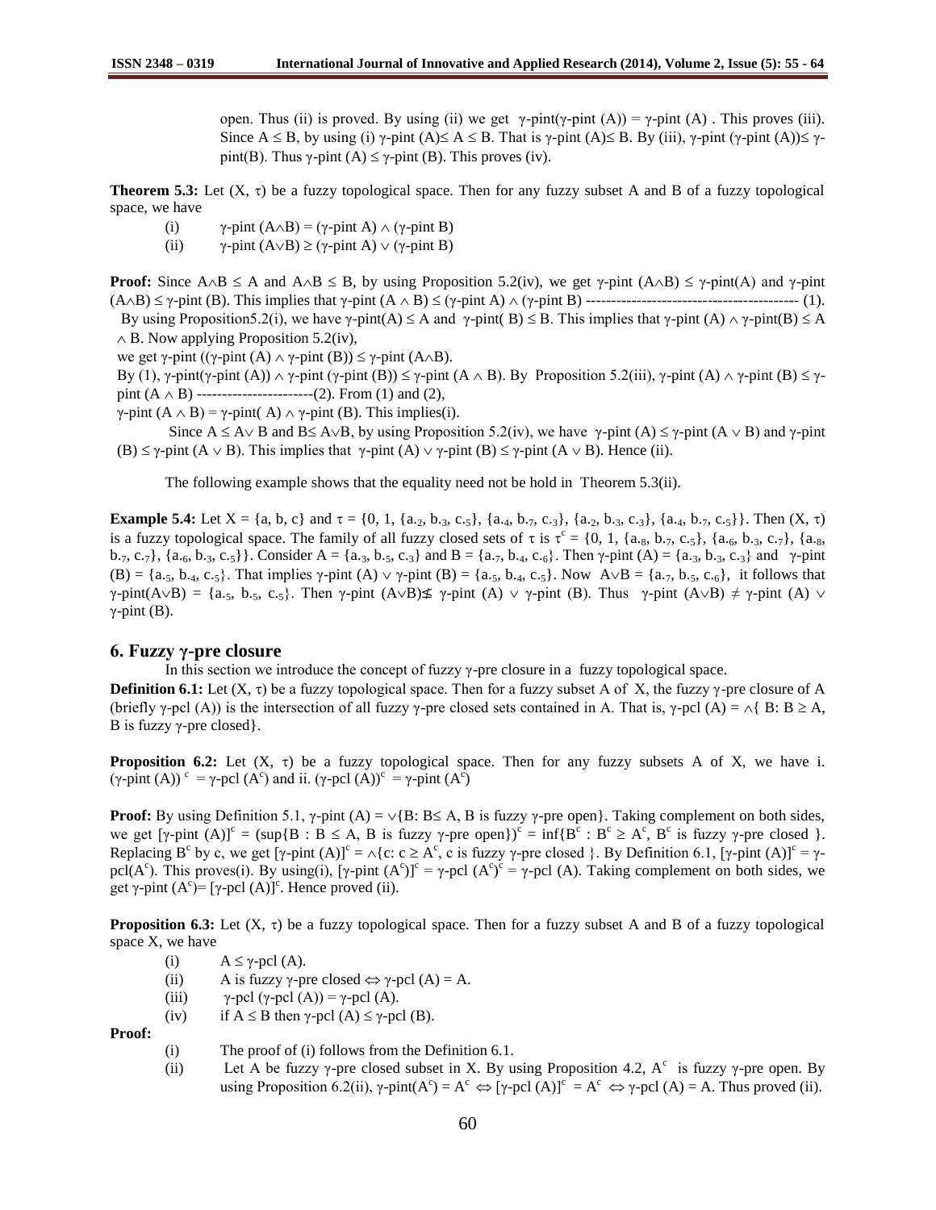open. Thus (ii) is proved. By using (ii) we get $\gamma$-pint($\gamma$-pint (A)) = $\gamma$-pint (A) . This proves (iii). Since $A \leq B$, by using (i) $\gamma$-pint (A)$\leq A \leq B$. That is $\gamma$-pint (A)$\leq$ B. By (iii), $\gamma$-pint ($\gamma$-pint (A))$\leq$ $\gamma$-pint(B). Thus $\gamma$-pint (A) $\leq$ $\gamma$-pint (B). This proves (iv).

**Theorem 5.3:** Let (X, $\tau$) be a fuzzy topological space. Then for any fuzzy subset A and B of a fuzzy topological space, we have

(i) $\gamma$-pint ($A \wedge B$) = ($\gamma$-pint A) $\wedge$ ($\gamma$-pint B)

(ii) $\gamma$-pint ($A \vee B$) $\geq$ ($\gamma$-pint A) $\vee$ ($\gamma$-pint B)

**Proof:** Since $A \wedge B \leq A$ and $A \wedge B \leq B$, by using Proposition 5.2(iv), we get $\gamma$-pint ($A \wedge B$) $\leq$ $\gamma$-pint(A) and $\gamma$-pint ($A \wedge B$) $\leq$ $\gamma$-pint (B). This implies that $\gamma$-pint ($A \wedge B$) $\leq$ ($\gamma$-pint A) $\wedge$ ($\gamma$-pint B) ------------------------------------------ (1).

By using Proposition5.2(i), we have $\gamma$-pint(A) $\leq$ A and $\gamma$-pint( B) $\leq$ B. This implies that $\gamma$-pint (A) $\wedge$ $\gamma$-pint(B) $\leq$ A $\wedge$ B. Now applying Proposition 5.2(iv),

we get $\gamma$-pint (($\gamma$-pint (A) $\wedge$ $\gamma$-pint (B)) $\leq$ $\gamma$-pint ($A \wedge B$).

By (1), $\gamma$-pint($\gamma$-pint (A)) $\wedge$ $\gamma$-pint ($\gamma$-pint (B)) $\leq$ $\gamma$-pint ($A \wedge B$). By Proposition 5.2(iii), $\gamma$-pint (A) $\wedge$ $\gamma$-pint (B) $\leq$ $\gamma$-pint ($A \wedge B$) -----------------------(2). From (1) and (2),

$\gamma$-pint ($A \wedge B$) = $\gamma$-pint( A) $\wedge$ $\gamma$-pint (B). This implies(i).

Since $A \leq A \vee B$ and $B \leq A \vee B$, by using Proposition 5.2(iv), we have $\gamma$-pint (A) $\leq$ $\gamma$-pint ($A \vee B$) and $\gamma$-pint (B) $\leq$ $\gamma$-pint ($A \vee B$). This implies that $\gamma$-pint (A) $\vee$ $\gamma$-pint (B) $\leq$ $\gamma$-pint ($A \vee B$). Hence (ii).

The following example shows that the equality need not be hold in Theorem 5.3(ii).

**Example 5.4:** Let X = {a, b, c} and $\tau$ = {0, 1, {$a_{.2}$, $b_{.3}$, $c_{.5}$}, {$a_{.4}$, $b_{.7}$, $c_{.3}$}, {$a_{.2}$, $b_{.3}$, $c_{.3}$}, {$a_{.4}$, $b_{.7}$, $c_{.5}$}}. Then (X, $\tau$) is a fuzzy topological space. The family of all fuzzy closed sets of $\tau$ is $\tau^c$ = {0, 1, {$a_{.8}$, $b_{.7}$, $c_{.5}$}, {$a_{.6}$, $b_{.3}$, $c_{.7}$}, {$a_{.8}$, $b_{.7}$, $c_{.7}$}, {$a_{.6}$, $b_{.3}$, $c_{.5}$}}. Consider A = {$a_{.3}$, $b_{.5}$, $c_{.3}$} and B = {$a_{.7}$, $b_{.4}$, $c_{.6}$}. Then $\gamma$-pint (A) = {$a_{.3}$, $b_{.3}$, $c_{.3}$} and $\gamma$-pint (B) = {$a_{.5}$, $b_{.4}$, $c_{.5}$}. That implies $\gamma$-pint (A) $\vee$ $\gamma$-pint (B) = {$a_{.5}$, $b_{.4}$, $c_{.5}$}. Now $A \vee B$ = {$a_{.7}$, $b_{.5}$, $c_{.6}$}, it follows that $\gamma$-pint($A \vee B$) = {$a_{.5}$, $b_{.5}$, $c_{.5}$}. Then $\gamma$-pint ($A \vee B$)$\not\leq$ $\gamma$-pint (A) $\vee$ $\gamma$-pint (B). Thus $\gamma$-pint ($A \vee B$) $\neq$ $\gamma$-pint (A) $\vee$ $\gamma$-pint (B).

## 6. Fuzzy $\gamma$-pre closure

In this section we introduce the concept of fuzzy $\gamma$-pre closure in a fuzzy topological space.

**Definition 6.1:** Let (X, $\tau$) be a fuzzy topological space. Then for a fuzzy subset A of X, the fuzzy $\gamma$-pre closure of A (briefly $\gamma$-pcl (A)) is the intersection of all fuzzy $\gamma$-pre closed sets contained in A. That is, $\gamma$-pcl (A) = $\wedge${ B: B $\geq$ A, B is fuzzy $\gamma$-pre closed}.

**Proposition 6.2:** Let (X, $\tau$) be a fuzzy topological space. Then for any fuzzy subsets A of X, we have i. $(\gamma\text{-pint (A)})^c$ = $\gamma$-pcl ($A^c$) and ii. $(\gamma\text{-pcl (A)})^c$ = $\gamma$-pint ($A^c$)

**Proof:** By using Definition 5.1, $\gamma$-pint (A) = $\vee${B: B$\leq$ A, B is fuzzy $\gamma$-pre open}. Taking complement on both sides, we get $[\gamma\text{-pint (A)}]^c$ = (sup{B : B $\leq$ A, B is fuzzy $\gamma$-pre open})$^c$ = inf{$B^c$ : $B^c \geq A^c$, $B^c$ is fuzzy $\gamma$-pre closed }. Replacing $B^c$ by c, we get $[\gamma\text{-pint (A)}]^c$ = $\wedge${c: c $\geq$ $A^c$, c is fuzzy $\gamma$-pre closed }. By Definition 6.1, $[\gamma\text{-pint (A)}]^c$ = $\gamma$-pcl($A^c$). This proves(i). By using(i), $[\gamma\text{-pint } (A^c)]^c$ = $\gamma$-pcl $(A^c)^c$ = $\gamma$-pcl (A). Taking complement on both sides, we get $\gamma$-pint ($A^c$)= $[\gamma\text{-pcl (A)}]^c$. Hence proved (ii).

**Proposition 6.3:** Let (X, $\tau$) be a fuzzy topological space. Then for a fuzzy subset A and B of a fuzzy topological space X, we have

(i) A $\leq$ $\gamma$-pcl (A).

(ii) A is fuzzy $\gamma$-pre closed $\Leftrightarrow$ $\gamma$-pcl (A) = A.

(iii) $\gamma$-pcl ($\gamma$-pcl (A)) = $\gamma$-pcl (A).

(iv) if A $\leq$ B then $\gamma$-pcl (A) $\leq$ $\gamma$-pcl (B).

**Proof:**

(i) The proof of (i) follows from the Definition 6.1.

(ii) Let A be fuzzy $\gamma$-pre closed subset in X. By using Proposition 4.2, $A^c$ is fuzzy $\gamma$-pre open. By using Proposition 6.2(ii), $\gamma$-pint($A^c$) = $A^c$ $\Leftrightarrow$ $[\gamma\text{-pcl (A)}]^c$ = $A^c$ $\Leftrightarrow$ $\gamma$-pcl (A) = A. Thus proved (ii).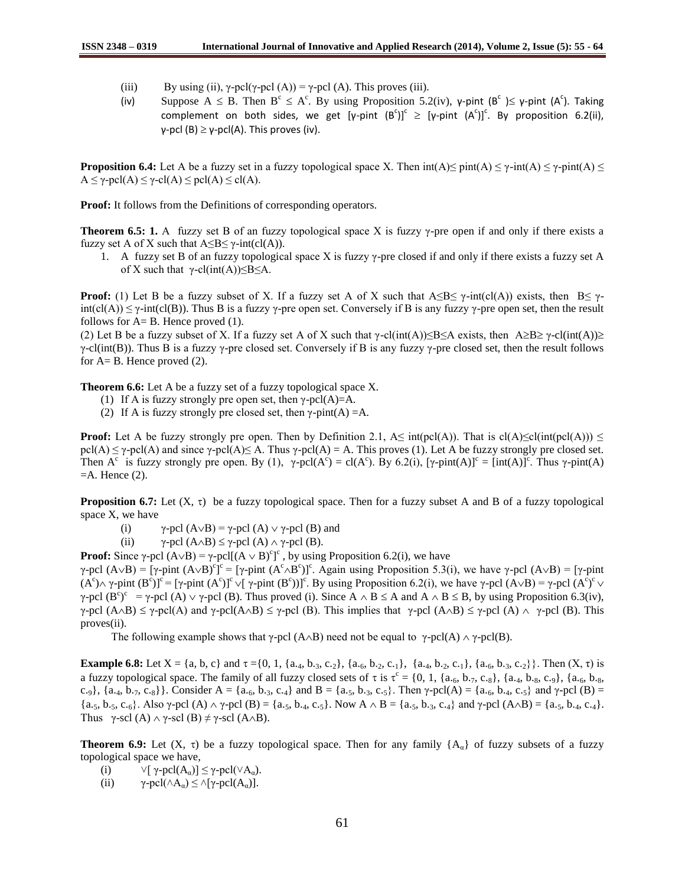(iii) By using (ii), γ-pcl(γ-pcl (A)) = γ-pcl (A). This proves (iii).

(iv) Suppose $A \leq B$. Then $B^c \leq A^c$. By using Proposition 5.2(iv), γ-pint $(B^c) \leq$ γ-pint $(A^c)$. Taking complement on both sides, we get [γ-pint $(B^c)]^c \geq$ [γ-pint $(A^c)]^c$. By proposition 6.2(ii), γ-pcl (B) ≥ γ-pcl(A). This proves (iv).

**Proposition 6.4:** Let A be a fuzzy set in a fuzzy topological space X. Then int(A)≤ pint(A) ≤ γ-int(A) ≤ γ-pint(A) ≤ A ≤ γ-pcl(A) ≤ γ-cl(A) ≤ pcl(A) ≤ cl(A).

**Proof:** It follows from the Definitions of corresponding operators.

**Theorem 6.5: 1.** A fuzzy set B of an fuzzy topological space X is fuzzy γ-pre open if and only if there exists a fuzzy set A of X such that A≤B≤ γ-int(cl(A)).

1. A fuzzy set B of an fuzzy topological space X is fuzzy γ-pre closed if and only if there exists a fuzzy set A of X such that γ-cl(int(A))≤B≤A.

**Proof:** (1) Let B be a fuzzy subset of X. If a fuzzy set A of X such that A≤B≤ γ-int(cl(A)) exists, then B≤ γ-int(cl(A)) ≤ γ-int(cl(B)). Thus B is a fuzzy γ-pre open set. Conversely if B is any fuzzy γ-pre open set, then the result follows for A= B. Hence proved (1).

(2) Let B be a fuzzy subset of X. If a fuzzy set A of X such that γ-cl(int(A))≤B≤A exists, then A≥B≥ γ-cl(int(A))≥ γ-cl(int(B)). Thus B is a fuzzy γ-pre closed set. Conversely if B is any fuzzy γ-pre closed set, then the result follows for A= B. Hence proved (2).

**Theorem 6.6:** Let A be a fuzzy set of a fuzzy topological space X.

(1) If A is fuzzy strongly pre open set, then γ-pcl(A)=A.

(2) If A is fuzzy strongly pre closed set, then γ-pint(A) =A.

**Proof:** Let A be fuzzy strongly pre open. Then by Definition 2.1, A≤ int(pcl(A)). That is cl(A)≤cl(int(pcl(A))) ≤ pcl(A) ≤ γ-pcl(A) and since γ-pcl(A)≤ A. Thus γ-pcl(A) = A. This proves (1). Let A be fuzzy strongly pre closed set. Then $A^c$ is fuzzy strongly pre open. By (1), γ-pcl$(A^c)$ = cl$(A^c)$. By 6.2(i), [γ-pint$(A)]^c$ = [int$(A)]^c$. Thus γ-pint(A) =A. Hence (2).

**Proposition 6.7:** Let (X, τ) be a fuzzy topological space. Then for a fuzzy subset A and B of a fuzzy topological space X, we have

(i) γ-pcl (A∨B) = γ-pcl (A) ∨ γ-pcl (B) and

(ii) γ-pcl (A∧B) ≤ γ-pcl (A) ∧ γ-pcl (B).

**Proof:** Since γ-pcl (A∨B) = γ-pcl$[(A \vee B)^c]^c$, by using Proposition 6.2(i), we have γ-pcl (A∨B) = [γ-pint $(A\vee B)^c]^c$ = [γ-pint $(A^c \wedge B^c)]^c$. Again using Proposition 5.3(i), we have γ-pcl (A∨B) = [γ-pint $(A^c)$∧ γ-pint $(B^c)]^c$ = [γ-pint $(A^c)]^c$ ∨[ γ-pint $(B^c))]^c$. By using Proposition 6.2(i), we have γ-pcl (A∨B) = γ-pcl $(A^c)^c$ ∨ γ-pcl $(B^c)^c$ = γ-pcl (A) ∨ γ-pcl (B). Thus proved (i). Since A ∧ B ≤ A and A ∧ B ≤ B, by using Proposition 6.3(iv), γ-pcl (A∧B) ≤ γ-pcl(A) and γ-pcl(A∧B) ≤ γ-pcl (B). This implies that γ-pcl (A∧B) ≤ γ-pcl (A) ∧ γ-pcl (B). This proves(ii).

The following example shows that γ-pcl (A∧B) need not be equal to γ-pcl(A) ∧ γ-pcl(B).

**Example 6.8:** Let X = {a, b, c} and τ ={0, 1, {$a_{.4}$, $b_{.3}$, $c_{.2}$}, {$a_{.6}$, $b_{.2}$, $c_{.1}$}, {$a_{.4}$, $b_{.2}$, $c_{.1}$}, {$a_{.6}$, $b_{.3}$, $c_{.2}$}}. Then (X, τ) is a fuzzy topological space. The family of all fuzzy closed sets of τ is $\tau^c$ = {0, 1, {$a_{.6}$, $b_{.7}$, $c_{.8}$}, {$a_{.4}$, $b_{.8}$, $c_{.9}$}, {$a_{.6}$, $b_{.8}$, $c_{.9}$}, {$a_{.4}$, $b_{.7}$, $c_{.8}$}}. Consider A = {$a_{.6}$, $b_{.3}$, $c_{.4}$} and B = {$a_{.5}$, $b_{.3}$, $c_{.5}$}. Then γ-pcl(A) = {$a_{.6}$, $b_{.4}$, $c_{.5}$} and γ-pcl (B) = {$a_{.5}$, $b_{.5}$, $c_{.6}$}. Also γ-pcl (A) ∧ γ-pcl (B) = {$a_{.5}$, $b_{.4}$, $c_{.5}$}. Now A ∧ B = {$a_{.5}$, $b_{.3}$, $c_{.4}$} and γ-pcl (A∧B) = {$a_{.5}$, $b_{.4}$, $c_{.4}$}. Thus γ-scl (A) ∧ γ-scl (B) ≠ γ-scl (A∧B).

**Theorem 6.9:** Let (X, τ) be a fuzzy topological space. Then for any family {$A_\alpha$} of fuzzy subsets of a fuzzy topological space we have,

(i) ∨[ γ-pcl($A_\alpha$)] ≤ γ-pcl(∨$A_\alpha$).

(ii) γ-pcl(∧$A_\alpha$) ≤ ∧[γ-pcl($A_\alpha$)].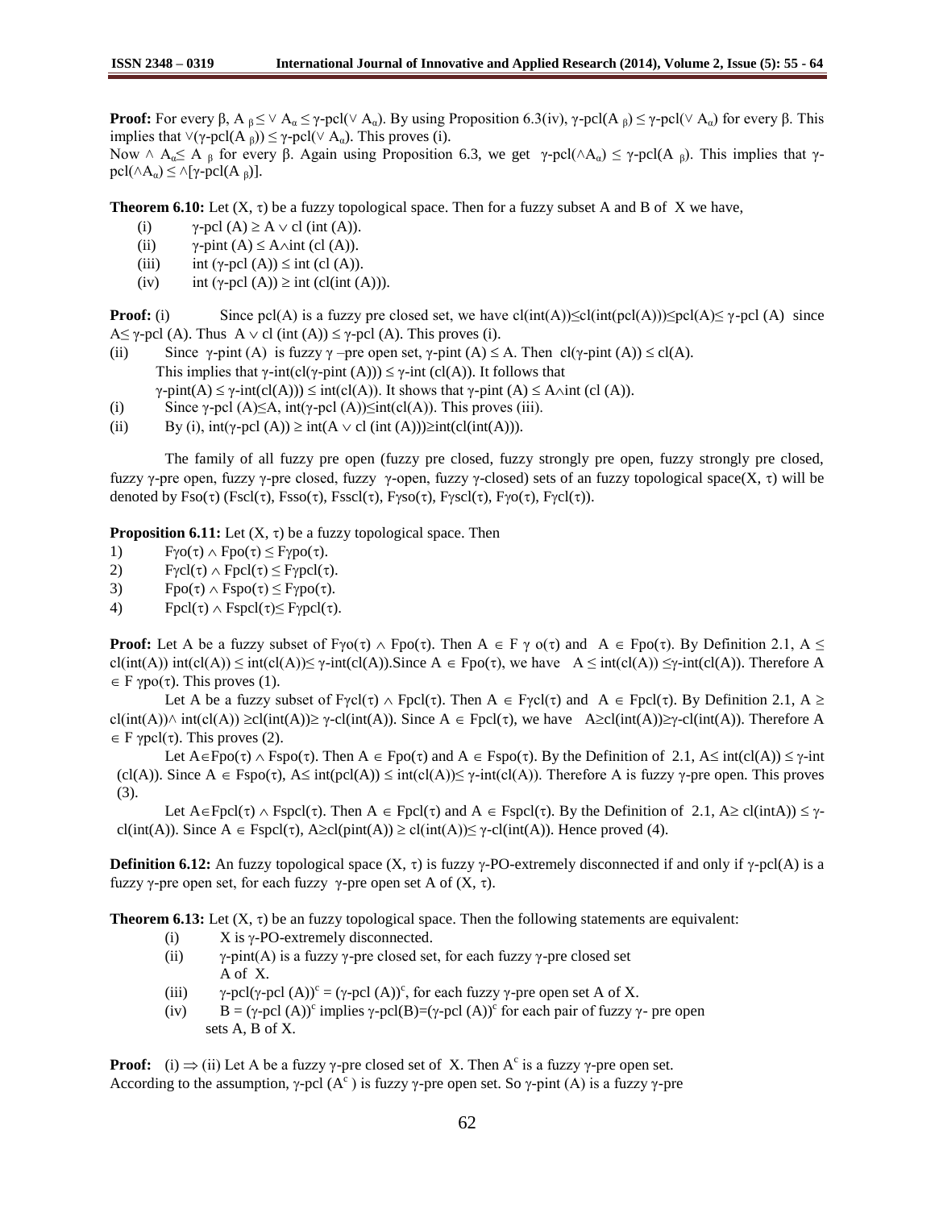**Proof:** For every β, $A_\beta \le \vee A_\alpha \le \gamma\text{-pcl}(\vee A_\alpha)$. By using Proposition 6.3(iv), $\gamma\text{-pcl}(A_\beta) \le \gamma\text{-pcl}(\vee A_\alpha)$ for every β. This implies that $\vee(\gamma\text{-pcl}(A_\beta)) \le \gamma\text{-pcl}(\vee A_\alpha)$. This proves (i).

Now $\wedge A_\alpha \le A_\beta$ for every β. Again using Proposition 6.3, we get $\gamma\text{-pcl}(\wedge A_\alpha) \le \gamma\text{-pcl}(A_\beta)$. This implies that $\gamma\text{-pcl}(\wedge A_\alpha) \le \wedge[\gamma\text{-pcl}(A_\beta)]$.

**Theorem 6.10:** Let (X, τ) be a fuzzy topological space. Then for a fuzzy subset A and B of X we have,

(i) $\gamma\text{-pcl}(A) \ge A \vee cl(int(A))$.

(ii) $\gamma\text{-pint}(A) \le A \wedge int(cl(A))$.

(iii) $int(\gamma\text{-pcl}(A)) \le int(cl(A))$.

(iv) $int(\gamma\text{-pcl}(A)) \ge int(cl(int(A)))$.

**Proof:** (i) Since pcl(A) is a fuzzy pre closed set, we have $cl(int(A)) \le cl(int(pcl(A))) \le pcl(A) \le \gamma\text{-pcl}(A)$ since $A \le \gamma\text{-pcl}(A)$. Thus $A \vee cl(int(A)) \le \gamma\text{-pcl}(A)$. This proves (i).

(ii) Since γ-pint (A) is fuzzy γ –pre open set, $\gamma\text{-pint}(A) \le A$. Then $cl(\gamma\text{-pint}(A)) \le cl(A)$. This implies that $\gamma\text{-int}(cl(\gamma\text{-pint}(A))) \le \gamma\text{-int}(cl(A))$. It follows that $\gamma\text{-pint}(A) \le \gamma\text{-int}(cl(A))) \le int(cl(A))$. It shows that $\gamma\text{-pint}(A) \le A \wedge int(cl(A))$.

(i) Since $\gamma\text{-pcl}(A) \le A$, $int(\gamma\text{-pcl}(A)) \le int(cl(A))$. This proves (iii).

(ii) By (i), $int(\gamma\text{-pcl}(A)) \ge int(A \vee cl(int(A))) \ge int(cl(int(A)))$.

The family of all fuzzy pre open (fuzzy pre closed, fuzzy strongly pre open, fuzzy strongly pre closed, fuzzy γ-pre open, fuzzy γ-pre closed, fuzzy γ-open, fuzzy γ-closed) sets of an fuzzy topological space(X, τ) will be denoted by Fso(τ) (Fscl(τ), Fsso(τ), Fsscl(τ), Fγso(τ), Fγscl(τ), Fγo(τ), Fγcl(τ)).

**Proposition 6.11:** Let (X, τ) be a fuzzy topological space. Then

1) $F\gamma o(\tau) \wedge Fpo(\tau) \le F\gamma po(\tau)$.
2) $F\gamma cl(\tau) \wedge Fpcl(\tau) \le F\gamma pcl(\tau)$.
3) $Fpo(\tau) \wedge Fspo(\tau) \le F\gamma po(\tau)$.
4) $Fpcl(\tau) \wedge Fspcl(\tau) \le F\gamma pcl(\tau)$.

**Proof:** Let A be a fuzzy subset of $F\gamma o(\tau) \wedge Fpo(\tau)$. Then $A \in F\gamma o(\tau)$ and $A \in Fpo(\tau)$. By Definition 2.1, $A \le cl(int(A))\ int(cl(A)) \le int(cl(A)) \le \gamma\text{-int}(cl(A))$.Since $A \in Fpo(\tau)$, we have $A \le int(cl(A)) \le \gamma\text{-int}(cl(A))$. Therefore $A \in F\gamma po(\tau)$. This proves (1).

Let A be a fuzzy subset of $F\gamma cl(\tau) \wedge Fpcl(\tau)$. Then $A \in F\gamma cl(\tau)$ and $A \in Fpcl(\tau)$. By Definition 2.1, $A \ge cl(int(A)) \wedge int(cl(A)) \ge cl(int(A)) \ge \gamma\text{-cl}(int(A))$. Since $A \in Fpcl(\tau)$, we have $A \ge cl(int(A)) \ge \gamma\text{-cl}(int(A))$. Therefore $A \in F\gamma pcl(\tau)$. This proves (2).

Let $A \in Fpo(\tau) \wedge Fspo(\tau)$. Then $A \in Fpo(\tau)$ and $A \in Fspo(\tau)$. By the Definition of 2.1, $A \le int(cl(A)) \le \gamma\text{-int}(cl(A))$. Since $A \in Fspo(\tau)$, $A \le int(pcl(A)) \le int(cl(A)) \le \gamma\text{-int}(cl(A))$. Therefore A is fuzzy γ-pre open. This proves (3).

Let $A \in Fpcl(\tau) \wedge Fspcl(\tau)$. Then $A \in Fpcl(\tau)$ and $A \in Fspcl(\tau)$. By the Definition of 2.1, $A \ge cl(intA)) \le \gamma\text{-cl}(int(A))$. Since $A \in Fspcl(\tau)$, $A \ge cl(pint(A)) \ge cl(int(A)) \le \gamma\text{-cl}(int(A))$. Hence proved (4).

**Definition 6.12:** An fuzzy topological space (X, τ) is fuzzy γ-PO-extremely disconnected if and only if γ-pcl(A) is a fuzzy γ-pre open set, for each fuzzy γ-pre open set A of (X, τ).

**Theorem 6.13:** Let (X, τ) be an fuzzy topological space. Then the following statements are equivalent:

(i) X is γ-PO-extremely disconnected.

(ii) γ-pint(A) is a fuzzy γ-pre closed set, for each fuzzy γ-pre closed set A of X.

(iii) $\gamma\text{-pcl}(\gamma\text{-pcl}(A))^c = (\gamma\text{-pcl}(A))^c$, for each fuzzy γ-pre open set A of X.

(iv) $B = (\gamma\text{-pcl}(A))^c$ implies $\gamma\text{-pcl}(B) = (\gamma\text{-pcl}(A))^c$ for each pair of fuzzy γ- pre open sets A, B of X.

**Proof:** (i) ⇒ (ii) Let A be a fuzzy γ-pre closed set of X. Then $A^c$ is a fuzzy γ-pre open set. According to the assumption, $\gamma\text{-pcl}(A^c)$ is fuzzy γ-pre open set. So γ-pint (A) is a fuzzy γ-pre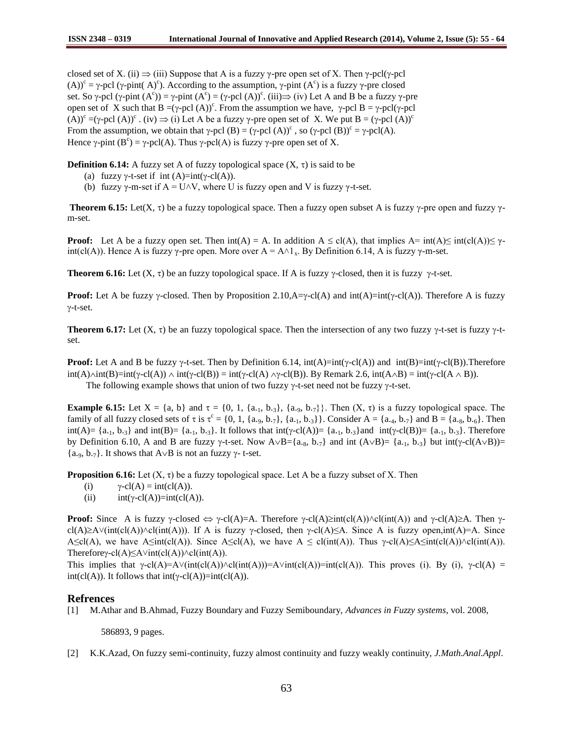closed set of X. (ii) $\Rightarrow$ (iii) Suppose that A is a fuzzy $\gamma$-pre open set of X. Then $\gamma$-pcl($\gamma$-pcl $(A))^c = \gamma$-pcl ($\gamma$-pint( $A)^c$). According to the assumption, $\gamma$-pint ($A^c$) is a fuzzy $\gamma$-pre closed set. So $\gamma$-pcl ($\gamma$-pint ($A^c$)) = $\gamma$-pint ($A^c$) = ($\gamma$-pcl $(A))^c$. (iii)$\Rightarrow$ (iv) Let A and B be a fuzzy $\gamma$-pre open set of X such that B =($\gamma$-pcl $(A))^c$. From the assumption we have, $\gamma$-pcl B = $\gamma$-pcl($\gamma$-pcl $(A))^c$ =($\gamma$-pcl $(A))^c$ . (iv) $\Rightarrow$ (i) Let A be a fuzzy $\gamma$-pre open set of X. We put B = ($\gamma$-pcl $(A))^c$ From the assumption, we obtain that $\gamma$-pcl (B) = ($\gamma$-pcl $(A))^c$ , so ($\gamma$-pcl $(B))^c$ = $\gamma$-pcl(A). Hence $\gamma$-pint ($B^c$) = $\gamma$-pcl(A). Thus $\gamma$-pcl(A) is fuzzy $\gamma$-pre open set of X.

**Definition 6.14:** A fuzzy set A of fuzzy topological space (X, $\tau$) is said to be

(a) fuzzy $\gamma$-t-set if int (A)=int($\gamma$-cl(A)).

(b) fuzzy $\gamma$-m-set if A = U$\wedge$V, where U is fuzzy open and V is fuzzy $\gamma$-t-set.

**Theorem 6.15:** Let(X, $\tau$) be a fuzzy topological space. Then a fuzzy open subset A is fuzzy $\gamma$-pre open and fuzzy $\gamma$-m-set.

**Proof:** Let A be a fuzzy open set. Then int(A) = A. In addition A $\leq$ cl(A), that implies A= int(A)$\leq$ int(cl(A))$\leq$ $\gamma$-int(cl(A)). Hence A is fuzzy $\gamma$-pre open. More over A = A$\wedge 1_x$. By Definition 6.14, A is fuzzy $\gamma$-m-set.

**Theorem 6.16:** Let (X, $\tau$) be an fuzzy topological space. If A is fuzzy $\gamma$-closed, then it is fuzzy $\gamma$-t-set.

**Proof:** Let A be fuzzy $\gamma$-closed. Then by Proposition 2.10,A=$\gamma$-cl(A) and int(A)=int($\gamma$-cl(A)). Therefore A is fuzzy $\gamma$-t-set.

**Theorem 6.17:** Let (X, $\tau$) be an fuzzy topological space. Then the intersection of any two fuzzy $\gamma$-t-set is fuzzy $\gamma$-t-set.

**Proof:** Let A and B be fuzzy $\gamma$-t-set. Then by Definition 6.14, int(A)=int($\gamma$-cl(A)) and int(B)=int($\gamma$-cl(B)).Therefore int(A)$\wedge$int(B)=int($\gamma$-cl(A)) $\wedge$ int($\gamma$-cl(B)) = int($\gamma$-cl(A) $\wedge$$\gamma$-cl(B)). By Remark 2.6, int(A$\wedge$B) = int($\gamma$-cl(A $\wedge$ B)).

The following example shows that union of two fuzzy $\gamma$-t-set need not be fuzzy $\gamma$-t-set.

**Example 6.15:** Let X = {a, b} and $\tau$ = {0, 1, {$a_{.1}$, $b_{.3}$}, {$a_{.9}$, $b_{.7}$}}. Then (X, $\tau$) is a fuzzy topological space. The family of all fuzzy closed sets of $\tau$ is $\tau^c$ = {0, 1, {$a_{.9}$, $b_{.7}$}, {$a_{.1}$, $b_{.3}$}}. Consider A = {$a_{.4}$, $b_{.7}$} and B = {$a_{.8}$, $b_{.6}$}. Then int(A)= {$a_{.1}$, $b_{.3}$} and int(B)= {$a_{.1}$, $b_{.3}$}. It follows that int($\gamma$-cl(A))= {$a_{.1}$, $b_{.3}$}and int($\gamma$-cl(B))= {$a_{.1}$, $b_{.3}$}. Therefore by Definition 6.10, A and B are fuzzy $\gamma$-t-set. Now A$\vee$B={$a_{.8}$, $b_{.7}$} and int (A$\vee$B)= {$a_{.1}$, $b_{.3}$} but int($\gamma$-cl(A$\vee$B))= {$a_{.9}$, $b_{.7}$}. It shows that A$\vee$B is not an fuzzy $\gamma$- t-set.

**Proposition 6.16:** Let (X, $\tau$) be a fuzzy topological space. Let A be a fuzzy subset of X. Then

(i) $\gamma$-cl(A) = int(cl(A)).

(ii) int($\gamma$-cl(A))=int(cl(A)).

**Proof:** Since A is fuzzy $\gamma$-closed $\Leftrightarrow$ $\gamma$-cl(A)=A. Therefore $\gamma$-cl(A)$\geq$int(cl(A))$\wedge$cl(int(A)) and $\gamma$-cl(A)$\geq$A. Then $\gamma$-cl(A)$\geq$A$\vee$(int(cl(A))$\wedge$cl(int(A))). If A is fuzzy $\gamma$-closed, then $\gamma$-cl(A)$\leq$A. Since A is fuzzy open,int(A)=A. Since A$\leq$cl(A), we have A$\leq$int(cl(A)). Since A$\leq$cl(A), we have A $\leq$ cl(int(A)). Thus $\gamma$-cl(A)$\leq$A$\leq$int(cl(A))$\wedge$cl(int(A)). Therefore$\gamma$-cl(A)$\leq$A$\vee$int(cl(A))$\wedge$cl(int(A)).

This implies that $\gamma$-cl(A)=A$\vee$(int(cl(A))$\wedge$cl(int(A)))=A$\vee$int(cl(A))=int(cl(A)). This proves (i). By (i), $\gamma$-cl(A) = int(cl(A)). It follows that int($\gamma$-cl(A))=int(cl(A)).

## Refrences

[1] M.Athar and B.Ahmad, Fuzzy Boundary and Fuzzy Semiboundary, *Advances in Fuzzy systems*, vol. 2008, 586893, 9 pages.

[2] K.K.Azad, On fuzzy semi-continuity, fuzzy almost continuity and fuzzy weakly continuity, *J.Math.Anal.Appl*.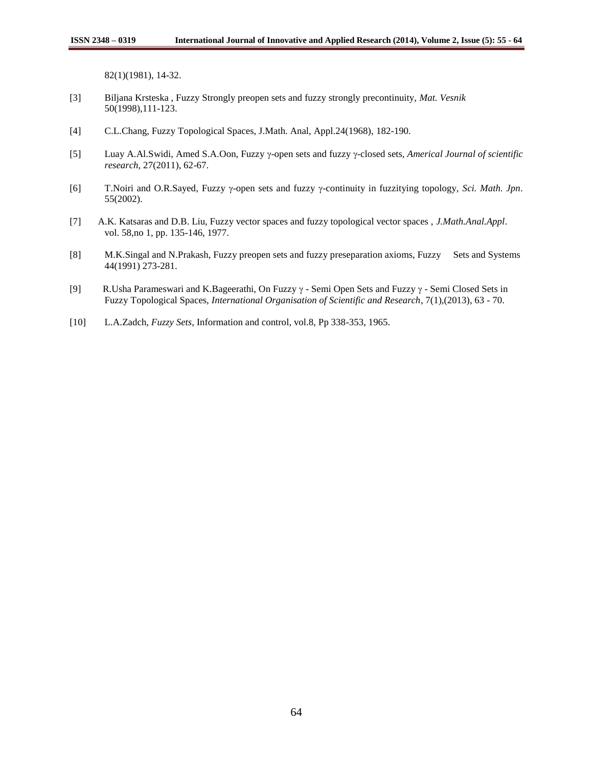82(1)(1981), 14-32.

[3] Biljana Krsteska , Fuzzy Strongly preopen sets and fuzzy strongly precontinuity, *Mat. Vesnik* 50(1998),111-123.

[4] C.L.Chang, Fuzzy Topological Spaces, J.Math. Anal, Appl.24(1968), 182-190.

[5] Luay A.Al.Swidi, Amed S.A.Oon, Fuzzy γ-open sets and fuzzy γ-closed sets, *Americal Journal of scientific research*, 27(2011), 62-67.

[6] T.Noiri and O.R.Sayed, Fuzzy γ-open sets and fuzzy γ-continuity in fuzzitying topology, *Sci. Math. Jpn*. 55(2002).

[7] A.K. Katsaras and D.B. Liu, Fuzzy vector spaces and fuzzy topological vector spaces , *J.Math.Anal.Appl*. vol. 58,no 1, pp. 135-146, 1977.

[8] M.K.Singal and N.Prakash, Fuzzy preopen sets and fuzzy preseparation axioms, Fuzzy Sets and Systems 44(1991) 273-281.

[9] R.Usha Parameswari and K.Bageerathi, On Fuzzy γ - Semi Open Sets and Fuzzy γ - Semi Closed Sets in Fuzzy Topological Spaces, *International Organisation of Scientific and Research*, 7(1),(2013), 63 - 70.

[10] L.A.Zadch, *Fuzzy Sets*, Information and control, vol.8, Pp 338-353, 1965.